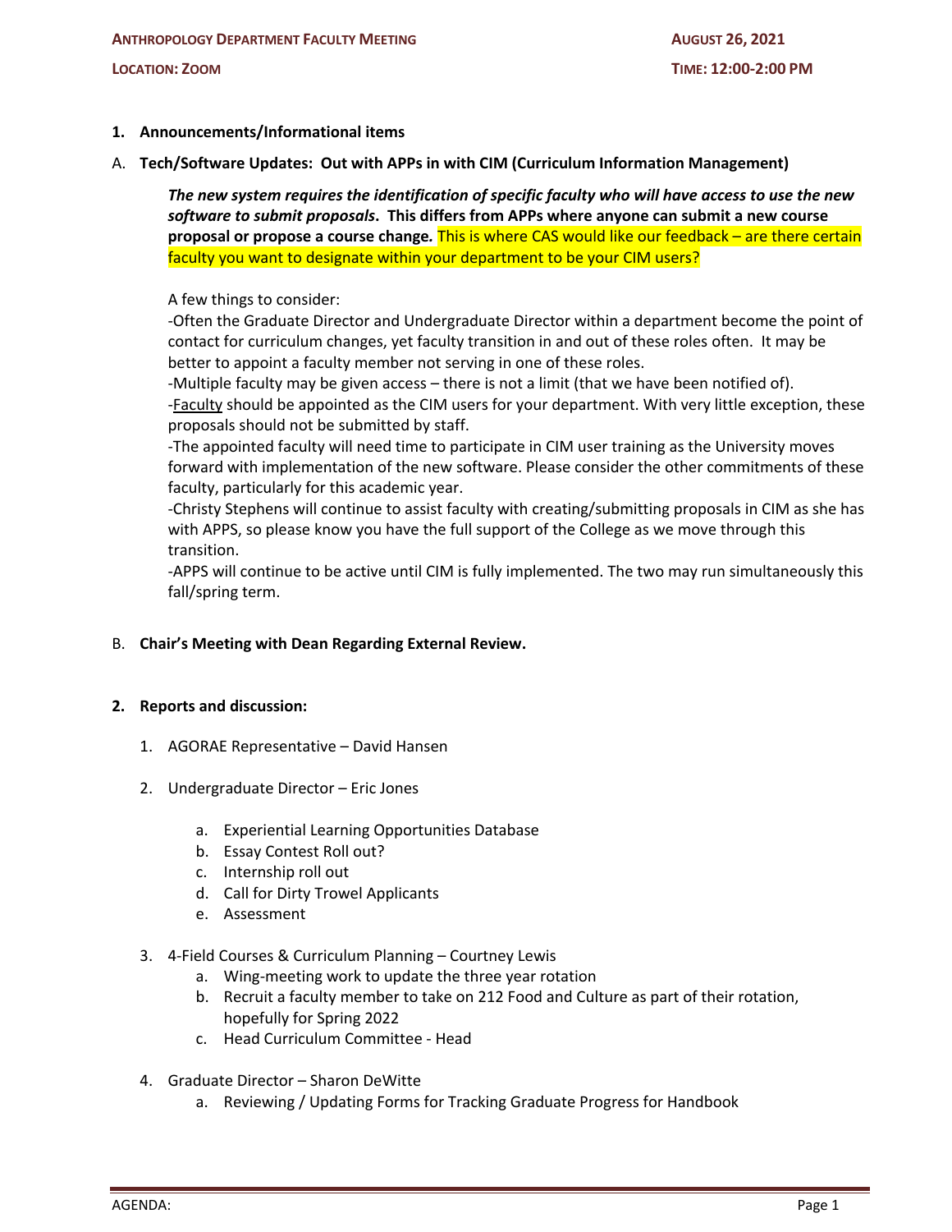**Anthropology Department Faculty Meeting** | **August 26, 2021**

**Location: Zoom** | **Time: 12:00-2:00 PM**

1. **Announcements/Informational items**

A. **Tech/Software Updates: Out with APPs in with CIM (Curriculum Information Management)**

> ***The new system requires the identification of specific faculty who will have access to use the new software to submit proposals*. This differs from APPs where anyone can submit a new course proposal or propose a course change.** This is where CAS would like our feedback – are there certain faculty you want to designate within your department to be your CIM users?
>
> A few things to consider:
> -Often the Graduate Director and Undergraduate Director within a department become the point of contact for curriculum changes, yet faculty transition in and out of these roles often. It may be better to appoint a faculty member not serving in one of these roles.
> -Multiple faculty may be given access – there is not a limit (that we have been notified of).
> -Faculty should be appointed as the CIM users for your department. With very little exception, these proposals should not be submitted by staff.
> -The appointed faculty will need time to participate in CIM user training as the University moves forward with implementation of the new software. Please consider the other commitments of these faculty, particularly for this academic year.
> -Christy Stephens will continue to assist faculty with creating/submitting proposals in CIM as she has with APPS, so please know you have the full support of the College as we move through this transition.
> -APPS will continue to be active until CIM is fully implemented. The two may run simultaneously this fall/spring term.

B. **Chair's Meeting with Dean Regarding External Review.**

2. **Reports and discussion:**

1. AGORAE Representative – David Hansen

2. Undergraduate Director – Eric Jones
   a. Experiential Learning Opportunities Database
   b. Essay Contest Roll out?
   c. Internship roll out
   d. Call for Dirty Trowel Applicants
   e. Assessment

3. 4-Field Courses & Curriculum Planning – Courtney Lewis
   a. Wing-meeting work to update the three year rotation
   b. Recruit a faculty member to take on 212 Food and Culture as part of their rotation, hopefully for Spring 2022
   c. Head Curriculum Committee - Head

4. Graduate Director – Sharon DeWitte
   a. Reviewing / Updating Forms for Tracking Graduate Progress for Handbook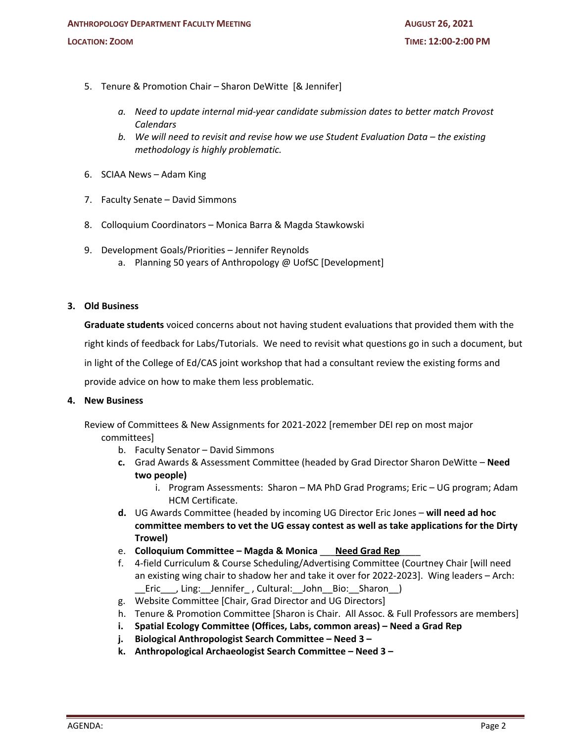5. Tenure & Promotion Chair – Sharon DeWitte [& Jennifer]

    a. *Need to update internal mid-year candidate submission dates to better match Provost Calendars*
    b. *We will need to revisit and revise how we use Student Evaluation Data – the existing methodology is highly problematic.*

6. SCIAA News – Adam King

7. Faculty Senate – David Simmons

8. Colloquium Coordinators – Monica Barra & Magda Stawkowski

9. Development Goals/Priorities – Jennifer Reynolds
    a. Planning 50 years of Anthropology @ UofSC [Development]

**3. Old Business**

**Graduate students** voiced concerns about not having student evaluations that provided them with the right kinds of feedback for Labs/Tutorials. We need to revisit what questions go in such a document, but in light of the College of Ed/CAS joint workshop that had a consultant review the existing forms and provide advice on how to make them less problematic.

**4. New Business**

Review of Committees & New Assignments for 2021-2022 [remember DEI rep on most major committees]

b. Faculty Senator – David Simmons

**c.** Grad Awards & Assessment Committee (headed by Grad Director Sharon DeWitte – **Need two people)**
    i. Program Assessments: Sharon – MA PhD Grad Programs; Eric – UG program; Adam HCM Certificate.

**d.** UG Awards Committee (headed by incoming UG Director Eric Jones – **will need ad hoc committee members to vet the UG essay contest as well as take applications for the Dirty Trowel)**

e. **Colloquium Committee – Magda & Monica ___Need Grad Rep____**

f. 4-field Curriculum & Course Scheduling/Advertising Committee (Courtney Chair [will need an existing wing chair to shadow her and take it over for 2022-2023]. Wing leaders – Arch: __Eric___, Ling:__Jennifer_ , Cultural:__John__Bio:__Sharon__)

g. Website Committee [Chair, Grad Director and UG Directors]

h. Tenure & Promotion Committee [Sharon is Chair. All Assoc. & Full Professors are members]

**i. Spatial Ecology Committee (Offices, Labs, common areas) – Need a Grad Rep**

**j. Biological Anthropologist Search Committee – Need 3 –**

**k. Anthropological Archaeologist Search Committee – Need 3 –**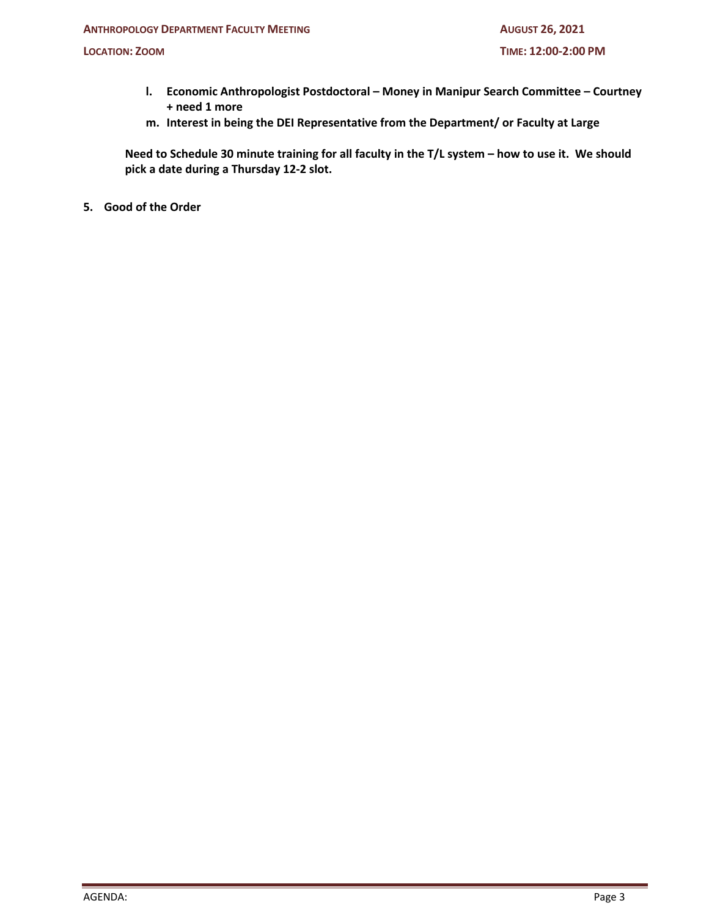l. **Economic Anthropologist Postdoctoral – Money in Manipur Search Committee – Courtney + need 1 more**
m. **Interest in being the DEI Representative from the Department/ or Faculty at Large**

**Need to Schedule 30 minute training for all faculty in the T/L system – how to use it. We should pick a date during a Thursday 12-2 slot.**

5. **Good of the Order**